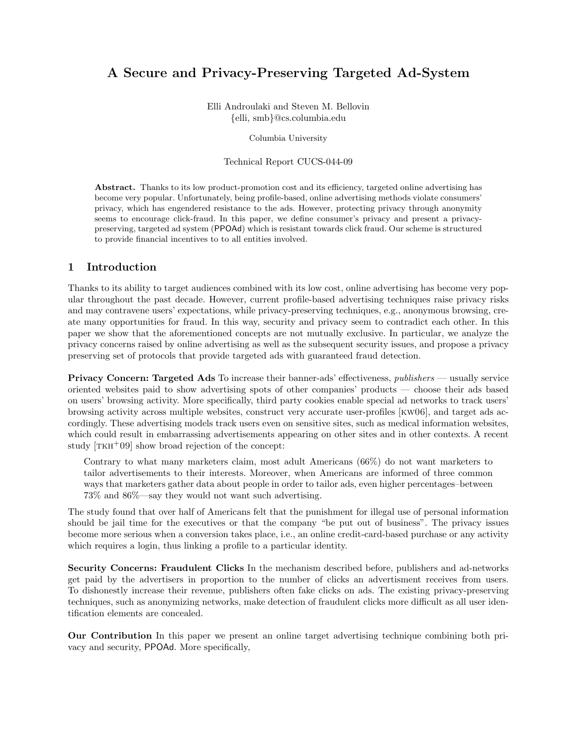# A Secure and Privacy-Preserving Targeted Ad-System

Elli Androulaki and Steven M. Bellovin
{elli, smb}@cs.columbia.edu

Columbia University

Technical Report CUCS-044-09

**Abstract.** Thanks to its low product-promotion cost and its efficiency, targeted online advertising has become very popular. Unfortunately, being profile-based, online advertising methods violate consumers' privacy, which has engendered resistance to the ads. However, protecting privacy through anonymity seems to encourage click-fraud. In this paper, we define consumer's privacy and present a privacy-preserving, targeted ad system (PPOAd) which is resistant towards click fraud. Our scheme is structured to provide financial incentives to to all entities involved.

## 1 Introduction

Thanks to its ability to target audiences combined with its low cost, online advertising has become very popular throughout the past decade. However, current profile-based advertising techniques raise privacy risks and may contravene users' expectations, while privacy-preserving techniques, e.g., anonymous browsing, create many opportunities for fraud. In this way, security and privacy seem to contradict each other. In this paper we show that the aforementioned concepts are not mutually exclusive. In particular, we analyze the privacy concerns raised by online advertising as well as the subsequent security issues, and propose a privacy preserving set of protocols that provide targeted ads with guaranteed fraud detection.

**Privacy Concern: Targeted Ads** To increase their banner-ads' effectiveness, *publishers* — usually service oriented websites paid to show advertising spots of other companies' products — choose their ads based on users' browsing activity. More specifically, third party cookies enable special ad networks to track users' browsing activity across multiple websites, construct very accurate user-profiles [KW06], and target ads accordingly. These advertising models track users even on sensitive sites, such as medical information websites, which could result in embarrassing advertisements appearing on other sites and in other contexts. A recent study [TKH+09] show broad rejection of the concept:

> Contrary to what many marketers claim, most adult Americans (66%) do not want marketers to tailor advertisements to their interests. Moreover, when Americans are informed of three common ways that marketers gather data about people in order to tailor ads, even higher percentages–between 73% and 86%—say they would not want such advertising.

The study found that over half of Americans felt that the punishment for illegal use of personal information should be jail time for the executives or that the company "be put out of business". The privacy issues become more serious when a conversion takes place, i.e., an online credit-card-based purchase or any activity which requires a login, thus linking a profile to a particular identity.

**Security Concerns: Fraudulent Clicks** In the mechanism described before, publishers and ad-networks get paid by the advertisers in proportion to the number of clicks an advertisment receives from users. To dishonestly increase their revenue, publishers often fake clicks on ads. The existing privacy-preserving techniques, such as anonymizing networks, make detection of fraudulent clicks more difficult as all user identification elements are concealed.

**Our Contribution** In this paper we present an online target advertising technique combining both privacy and security, PPOAd. More specifically,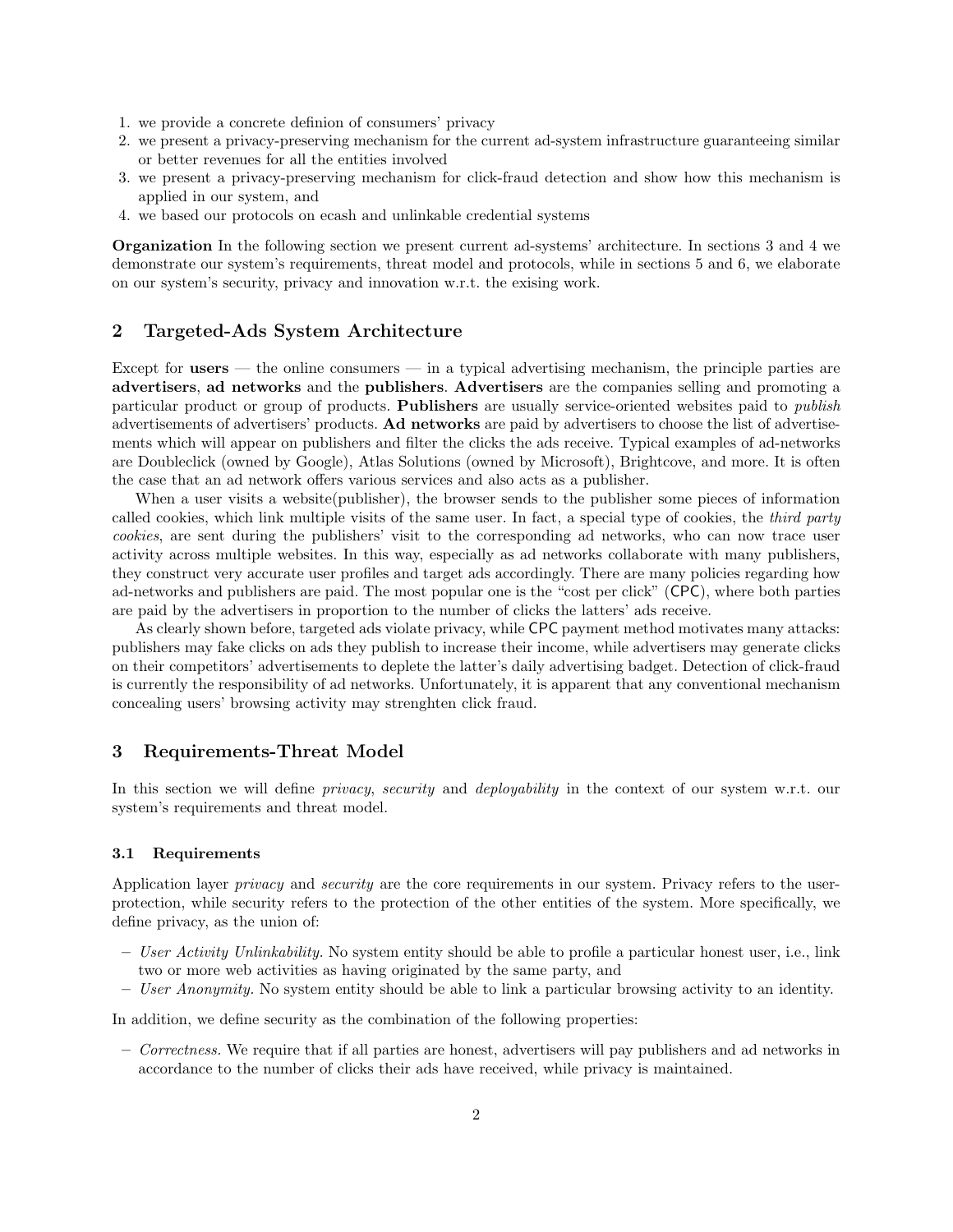1. we provide a concrete definion of consumers' privacy
2. we present a privacy-preserving mechanism for the current ad-system infrastructure guaranteeing similar or better revenues for all the entities involved
3. we present a privacy-preserving mechanism for click-fraud detection and show how this mechanism is applied in our system, and
4. we based our protocols on ecash and unlinkable credential systems

**Organization** In the following section we present current ad-systems' architecture. In sections 3 and 4 we demonstrate our system's requirements, threat model and protocols, while in sections 5 and 6, we elaborate on our system's security, privacy and innovation w.r.t. the exising work.

## 2 Targeted-Ads System Architecture

Except for **users** — the online consumers — in a typical advertising mechanism, the principle parties are **advertisers**, **ad networks** and the **publishers**. **Advertisers** are the companies selling and promoting a particular product or group of products. **Publishers** are usually service-oriented websites paid to *publish* advertisements of advertisers' products. **Ad networks** are paid by advertisers to choose the list of advertisements which will appear on publishers and filter the clicks the ads receive. Typical examples of ad-networks are Doubleclick (owned by Google), Atlas Solutions (owned by Microsoft), Brightcove, and more. It is often the case that an ad network offers various services and also acts as a publisher.

When a user visits a website(publisher), the browser sends to the publisher some pieces of information called cookies, which link multiple visits of the same user. In fact, a special type of cookies, the *third party cookies*, are sent during the publishers' visit to the corresponding ad networks, who can now trace user activity across multiple websites. In this way, especially as ad networks collaborate with many publishers, they construct very accurate user profiles and target ads accordingly. There are many policies regarding how ad-networks and publishers are paid. The most popular one is the "cost per click" (CPC), where both parties are paid by the advertisers in proportion to the number of clicks the latters' ads receive.

As clearly shown before, targeted ads violate privacy, while CPC payment method motivates many attacks: publishers may fake clicks on ads they publish to increase their income, while advertisers may generate clicks on their competitors' advertisements to deplete the latter's daily advertising badget. Detection of click-fraud is currently the responsibility of ad networks. Unfortunately, it is apparent that any conventional mechanism concealing users' browsing activity may strenghten click fraud.

## 3 Requirements-Threat Model

In this section we will define *privacy*, *security* and *deployability* in the context of our system w.r.t. our system's requirements and threat model.

### 3.1 Requirements

Application layer *privacy* and *security* are the core requirements in our system. Privacy refers to the user-protection, while security refers to the protection of the other entities of the system. More specifically, we define privacy, as the union of:

- *User Activity Unlinkability.* No system entity should be able to profile a particular honest user, i.e., link two or more web activities as having originated by the same party, and
- *User Anonymity.* No system entity should be able to link a particular browsing activity to an identity.

In addition, we define security as the combination of the following properties:

- *Correctness.* We require that if all parties are honest, advertisers will pay publishers and ad networks in accordance to the number of clicks their ads have received, while privacy is maintained.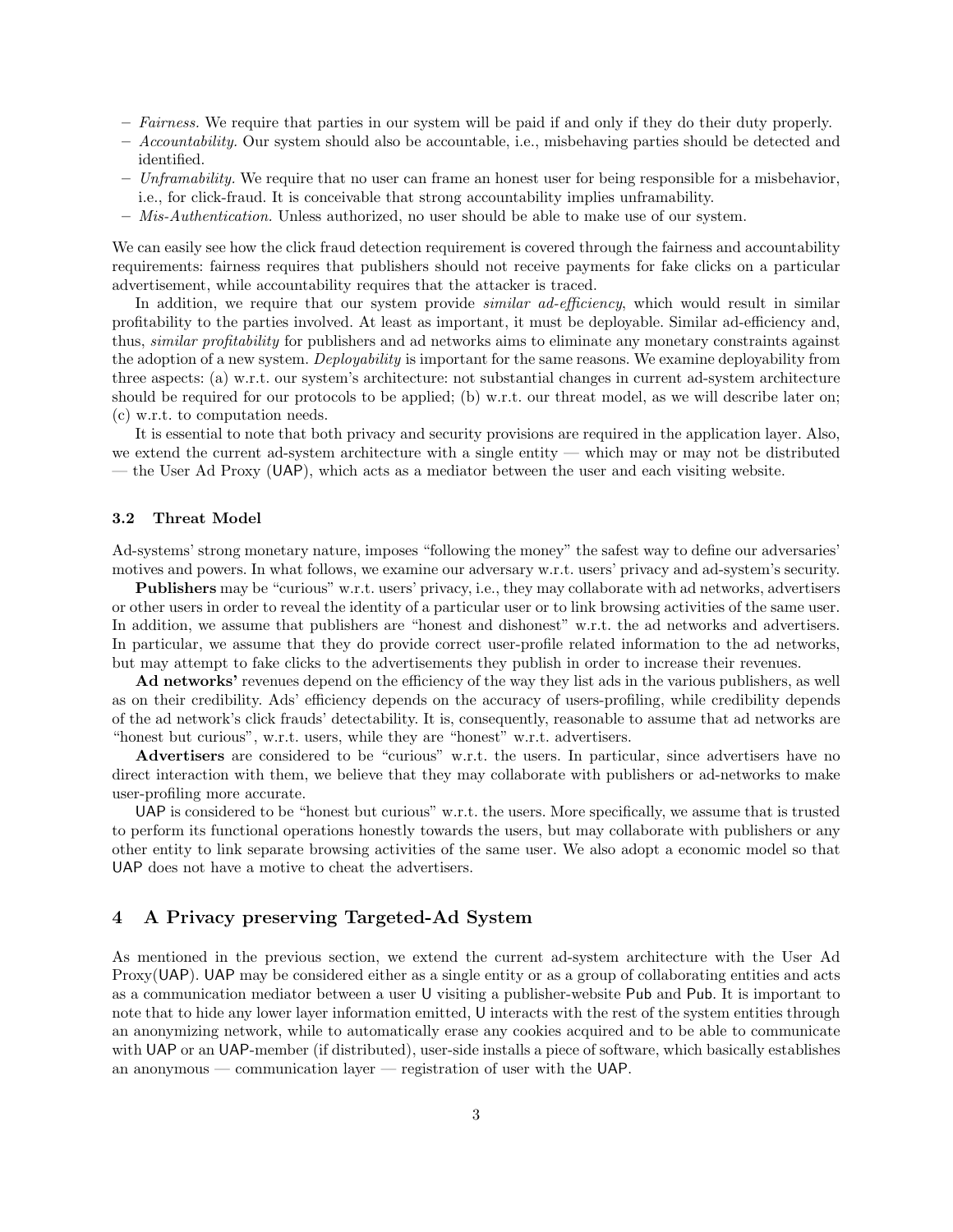- *Fairness.* We require that parties in our system will be paid if and only if they do their duty properly.
- *Accountability.* Our system should also be accountable, i.e., misbehaving parties should be detected and identified.
- *Unframability.* We require that no user can frame an honest user for being responsible for a misbehavior, i.e., for click-fraud. It is conceivable that strong accountability implies unframability.
- *Mis-Authentication.* Unless authorized, no user should be able to make use of our system.

We can easily see how the click fraud detection requirement is covered through the fairness and accountability requirements: fairness requires that publishers should not receive payments for fake clicks on a particular advertisement, while accountability requires that the attacker is traced.

In addition, we require that our system provide *similar ad-efficiency*, which would result in similar profitability to the parties involved. At least as important, it must be deployable. Similar ad-efficiency and, thus, *similar profitability* for publishers and ad networks aims to eliminate any monetary constraints against the adoption of a new system. *Deployability* is important for the same reasons. We examine deployability from three aspects: (a) w.r.t. our system's architecture: not substantial changes in current ad-system architecture should be required for our protocols to be applied; (b) w.r.t. our threat model, as we will describe later on; (c) w.r.t. to computation needs.

It is essential to note that both privacy and security provisions are required in the application layer. Also, we extend the current ad-system architecture with a single entity — which may or may not be distributed — the User Ad Proxy (UAP), which acts as a mediator between the user and each visiting website.

### 3.2 Threat Model

Ad-systems' strong monetary nature, imposes "following the money" the safest way to define our adversaries' motives and powers. In what follows, we examine our adversary w.r.t. users' privacy and ad-system's security.

**Publishers** may be "curious" w.r.t. users' privacy, i.e., they may collaborate with ad networks, advertisers or other users in order to reveal the identity of a particular user or to link browsing activities of the same user. In addition, we assume that publishers are "honest and dishonest" w.r.t. the ad networks and advertisers. In particular, we assume that they do provide correct user-profile related information to the ad networks, but may attempt to fake clicks to the advertisements they publish in order to increase their revenues.

**Ad networks'** revenues depend on the efficiency of the way they list ads in the various publishers, as well as on their credibility. Ads' efficiency depends on the accuracy of users-profiling, while credibility depends of the ad network's click frauds' detectability. It is, consequently, reasonable to assume that ad networks are "honest but curious", w.r.t. users, while they are "honest" w.r.t. advertisers.

**Advertisers** are considered to be "curious" w.r.t. the users. In particular, since advertisers have no direct interaction with them, we believe that they may collaborate with publishers or ad-networks to make user-profiling more accurate.

UAP is considered to be "honest but curious" w.r.t. the users. More specifically, we assume that is trusted to perform its functional operations honestly towards the users, but may collaborate with publishers or any other entity to link separate browsing activities of the same user. We also adopt a economic model so that UAP does not have a motive to cheat the advertisers.

## 4 A Privacy preserving Targeted-Ad System

As mentioned in the previous section, we extend the current ad-system architecture with the User Ad Proxy(UAP). UAP may be considered either as a single entity or as a group of collaborating entities and acts as a communication mediator between a user U visiting a publisher-website Pub and Pub. It is important to note that to hide any lower layer information emitted, U interacts with the rest of the system entities through an anonymizing network, while to automatically erase any cookies acquired and to be able to communicate with UAP or an UAP-member (if distributed), user-side installs a piece of software, which basically establishes an anonymous — communication layer — registration of user with the UAP.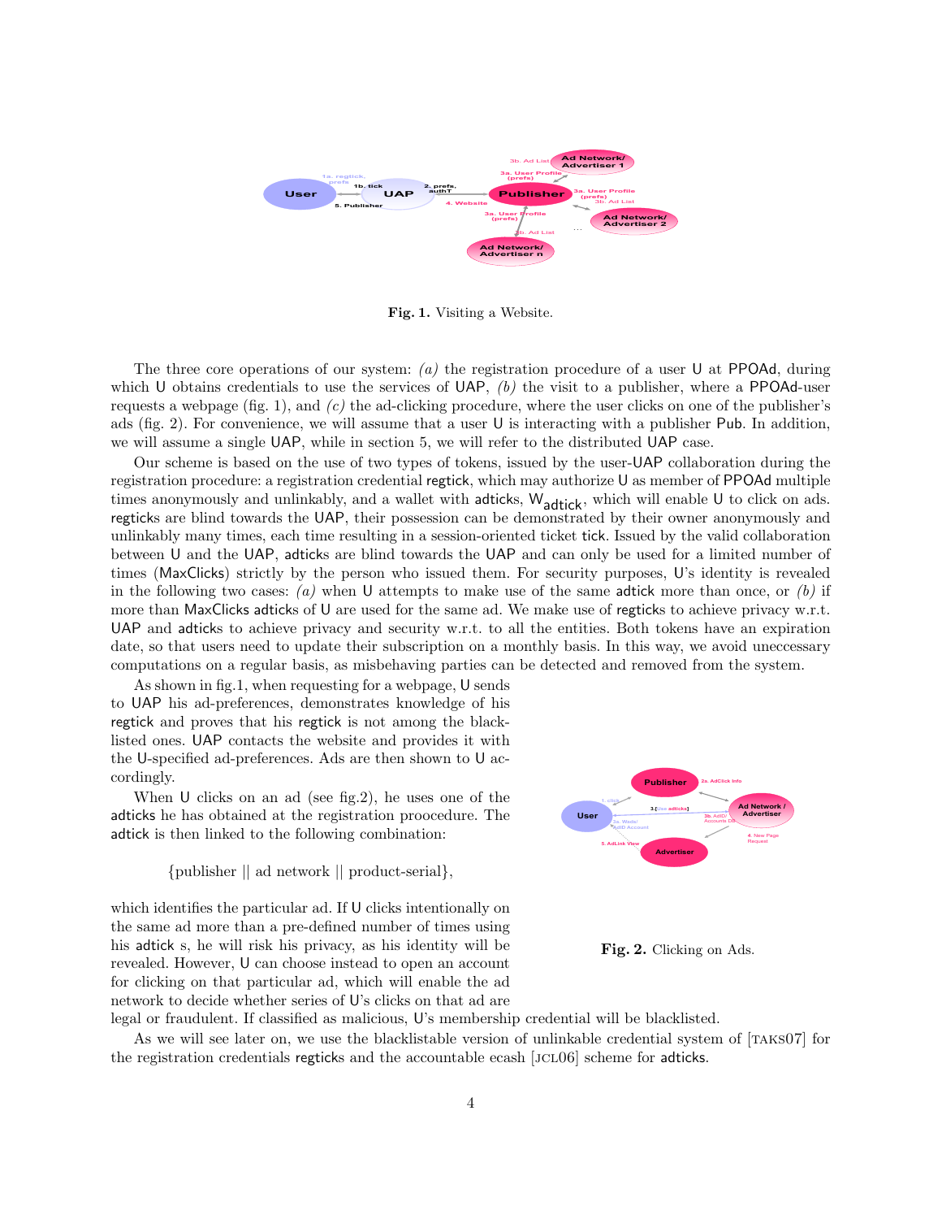**Fig. 1.** Visiting a Website.

The three core operations of our system: *(a)* the registration procedure of a user U at PPOAd, during which U obtains credentials to use the services of UAP, *(b)* the visit to a publisher, where a PPOAd-user requests a webpage (fig. 1), and *(c)* the ad-clicking procedure, where the user clicks on one of the publisher's ads (fig. 2). For convenience, we will assume that a user U is interacting with a publisher Pub. In addition, we will assume a single UAP, while in section 5, we will refer to the distributed UAP case.

Our scheme is based on the use of two types of tokens, issued by the user-UAP collaboration during the registration procedure: a registration credential regtick, which may authorize U as member of PPOAd multiple times anonymously and unlinkably, and a wallet with adticks, $W_{adtick}$, which will enable U to click on ads. regticks are blind towards the UAP, their possession can be demonstrated by their owner anonymously and unlinkably many times, each time resulting in a session-oriented ticket tick. Issued by the valid collaboration between U and the UAP, adticks are blind towards the UAP and can only be used for a limited number of times (MaxClicks) strictly by the person who issued them. For security purposes, U's identity is revealed in the following two cases: *(a)* when U attempts to make use of the same adtick more than once, or *(b)* if more than MaxClicks adticks of U are used for the same ad. We make use of regticks to achieve privacy w.r.t. UAP and adticks to achieve privacy and security w.r.t. to all the entities. Both tokens have an expiration date, so that users need to update their subscription on a monthly basis. In this way, we avoid uneccessary computations on a regular basis, as misbehaving parties can be detected and removed from the system.

As shown in fig.1, when requesting for a webpage, U sends to UAP his ad-preferences, demonstrates knowledge of his regtick and proves that his regtick is not among the blacklisted ones. UAP contacts the website and provides it with the U-specified ad-preferences. Ads are then shown to U accordingly.

When U clicks on an ad (see fig.2), he uses one of the adticks he has obtained at the registration proocedure. The adtick is then linked to the following combination:

{publisher || ad network || product-serial},

which identifies the particular ad. If U clicks intentionally on the same ad more than a pre-defined number of times using his adtick s, he will risk his privacy, as his identity will be revealed. However, U can choose instead to open an account for clicking on that particular ad, which will enable the ad network to decide whether series of U's clicks on that ad are legal or fraudulent. If classified as malicious, U's membership credential will be blacklisted.

**Fig. 2.** Clicking on Ads.

As we will see later on, we use the blacklistable version of unlinkable credential system of [TAKS07] for the registration credentials regticks and the accountable ecash [JCL06] scheme for adticks.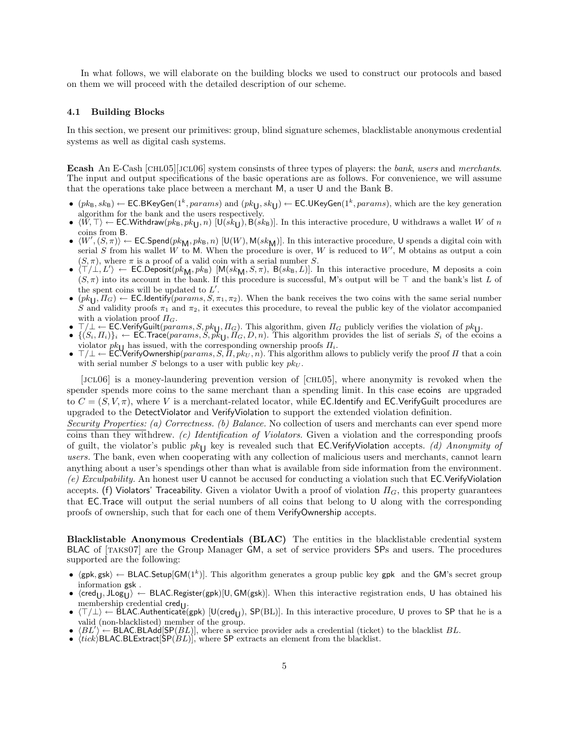In what follows, we will elaborate on the building blocks we used to construct our protocols and based on them we will proceed with the detailed description of our scheme.

### 4.1 Building Blocks

In this section, we present our primitives: group, blind signature schemes, blacklistable anonymous credential systems as well as digital cash systems.

**Ecash** An E-Cash [CHL05][JCL06] system consinsts of three types of players: the *bank*, *users* and *merchants*. The input and output specifications of the basic operations are as follows. For convenience, we will assume that the operations take place between a merchant M, a user U and the Bank B.

- $(pk_{\mathsf{B}}, sk_{\mathsf{B}}) \leftarrow \mathsf{EC.BKeyGen}(1^k, params)$ and $(pk_{\mathsf{U}}, sk_{\mathsf{U}}) \leftarrow \mathsf{EC.UKeyGen}(1^k, params)$, which are the key generation algorithm for the bank and the users respectively.
- $\langle W, \top \rangle \leftarrow \mathsf{EC.Withdraw}(pk_{\mathsf{B}}, pk_{\mathsf{U}}, n)$ $[\mathsf{U}(sk_{\mathsf{U}}), \mathsf{B}(sk_{\mathsf{B}})]$. In this interactive procedure, U withdraws a wallet $W$ of $n$ coins from B.
- $\langle W', (S, \pi) \rangle \leftarrow \mathsf{EC.Spend}(pk_{\mathsf{M}}, pk_{\mathsf{B}}, n)$ $[\mathsf{U}(W), \mathsf{M}(sk_{\mathsf{M}})]$. In this interactive procedure, U spends a digital coin with serial $S$ from his wallet $W$ to M. When the procedure is over, $W$ is reduced to $W'$, M obtains as output a coin $(S, \pi)$, where $\pi$ is a proof of a valid coin with a serial number $S$.
- $\langle \top/\bot, L' \rangle \leftarrow \mathsf{EC.Deposit}(pk_{\mathsf{M}}, pk_{\mathsf{B}})$ $[\mathsf{M}(sk_{\mathsf{M}}, S, \pi),\ \mathsf{B}(sk_{\mathsf{B}}, L)]$. In this interactive procedure, M deposits a coin $(S, \pi)$ into its account in the bank. If this procedure is successful, M's output will be $\top$ and the bank's list $L$ of the spent coins will be updated to $L'$.
- $(pk_{\mathsf{U}}, \Pi_G) \leftarrow \mathsf{EC.Identify}(params, S, \pi_1, \pi_2)$. When the bank receives the two coins with the same serial number $S$ and validity proofs $\pi_1$ and $\pi_2$, it executes this procedure, to reveal the public key of the violator accompanied with a violation proof $\Pi_G$.
- $\top/\bot \leftarrow \mathsf{EC.VerifyGuilt}(params, S, pk_{\mathsf{U}}, \Pi_G)$. This algorithm, given $\Pi_G$ publicly verifies the violation of $pk_{\mathsf{U}}$.
- $\{(S_i, \Pi_i)\}_i \leftarrow \mathsf{EC.Trace}(params, S, pk_{\mathsf{U}}, \Pi_G, D, n)$. This algorithm provides the list of serials $S_i$ of the ecoins a violator $pk_{\mathsf{U}}$ has issued, with the corresponding ownership proofs $\Pi_i$.
- $\top/\bot \leftarrow \mathsf{EC.VerifyOwnership}(params, S, \Pi, pk_U, n)$. This algorithm allows to publicly verify the proof $\Pi$ that a coin with serial number $S$ belongs to a user with public key $pk_U$.

[JCL06] is a money-laundering prevention version of [CHL05], where anonymity is revoked when the spender spends more coins to the same merchant than a spending limit. In this case ecoins are upgraded to $C = (S, V, \pi)$, where $V$ is a merchant-related locator, while EC.Identify and EC.VerifyGuilt procedures are upgraded to the DetectViolator and VerifyViolation to support the extended violation definition.

*Security Properties: (a) Correctness. (b) Balance.* No collection of users and merchants can ever spend more coins than they withdrew. *(c) Identification of Violators.* Given a violation and the corresponding proofs of guilt, the violator's public $pk_{\mathsf{U}}$ key is revealed such that EC.VerifyViolation accepts. *(d) Anonymity of users.* The bank, even when cooperating with any collection of malicious users and merchants, cannot learn anything about a user's spendings other than what is available from side information from the environment. *(e) Exculpability.* An honest user U cannot be accused for conducting a violation such that EC.VerifyViolation accepts. (f) Violators' Traceability. Given a violator Uwith a proof of violation $\Pi_G$, this property guarantees that EC.Trace will output the serial numbers of all coins that belong to U along with the corresponding proofs of ownership, such that for each one of them VerifyOwnership accepts.

**Blacklistable Anonymous Credentials (BLAC)** The entities in the blacklistable credential system BLAC of [TAKS07] are the Group Manager GM, a set of service providers SPs and users. The procedures supported are the following:

- $\langle \mathsf{gpk}, \mathsf{gsk} \rangle \leftarrow \mathsf{BLAC.Setup}[\mathsf{GM}(1^k)]$. This algorithm generates a group public key gpk and the GM's secret group information gsk .
- $\langle \mathsf{cred}_{\mathsf{U}}, \mathsf{JLog}_{\mathsf{U}} \rangle \leftarrow \mathsf{BLAC.Register}(\mathsf{gpk})[\mathsf{U}, \mathsf{GM}(\mathsf{gsk})]$. When this interactive registration ends, U has obtained his membership credential $\mathsf{cred}_{\mathsf{U}}$.
- $\langle \top/\bot \rangle \leftarrow \mathsf{BLAC.Authenticate}(\mathsf{gpk})$ $[\mathsf{U}(\mathsf{cred}_{\mathsf{U}}), \mathsf{SP}(BL)]$. In this interactive procedure, U proves to SP that he is a valid (non-blacklisted) member of the group.
- $\langle BL' \rangle \leftarrow \mathsf{BLAC.BLAdd}[\mathsf{SP}(BL)]$, where a service provider ads a credential (ticket) to the blacklist $BL$.
- $\langle tick \rangle \mathsf{BLAC.BLExtract}[\mathsf{SP}(BL)]$, where SP extracts an element from the blacklist.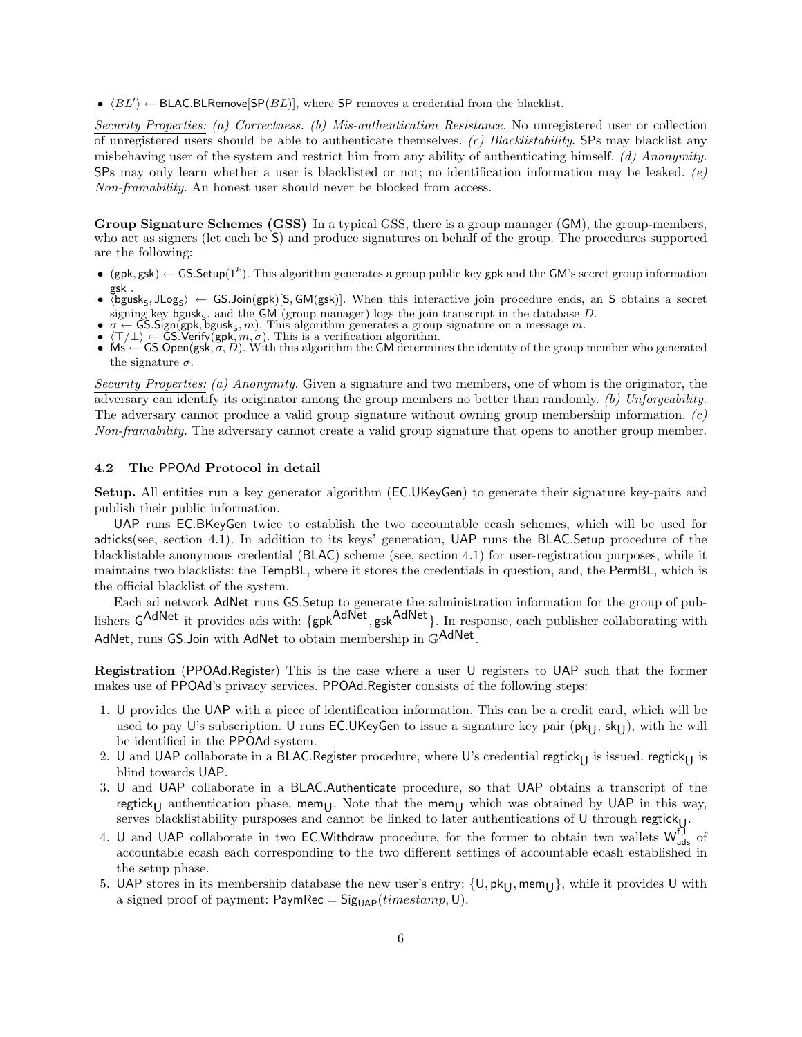- $\langle BL' \rangle \leftarrow$ BLAC.BLRemove[SP($BL$)], where SP removes a credential from the blacklist.

*Security Properties: (a) Correctness. (b) Mis-authentication Resistance.* No unregistered user or collection of unregistered users should be able to authenticate themselves. *(c) Blacklistability.* SPs may blacklist any misbehaving user of the system and restrict him from any ability of authenticating himself. *(d) Anonymity.* SPs may only learn whether a user is blacklisted or not; no identification information may be leaked. *(e) Non-framability.* An honest user should never be blocked from access.

**Group Signature Schemes (GSS)** In a typical GSS, there is a group manager (GM), the group-members, who act as signers (let each be S) and produce signatures on behalf of the group. The procedures supported are the following:

- (gpk, gsk) $\leftarrow$ GS.Setup($1^k$). This algorithm generates a group public key gpk and the GM's secret group information gsk .
- $\langle$bgusk$_\mathsf{S}$, JLog$_\mathsf{S}\rangle \leftarrow$ GS.Join(gpk)[S, GM(gsk)]. When this interactive join procedure ends, an S obtains a secret signing key bgusk$_\mathsf{S}$, and the GM (group manager) logs the join transcript in the database $D$.
- $\sigma \leftarrow$ GS.Sign(gpk, bgusk$_\mathsf{S}$, $m$). This algorithm generates a group signature on a message $m$.
- $\langle \top / \bot \rangle \leftarrow$ GS.Verify(gpk, $m$, $\sigma$). This is a verification algorithm.
- Ms $\leftarrow$ GS.Open(gsk, $\sigma$, $D$). With this algorithm the GM determines the identity of the group member who generated the signature $\sigma$.

*Security Properties: (a) Anonymity.* Given a signature and two members, one of whom is the originator, the adversary can identify its originator among the group members no better than randomly. *(b) Unforgeability.* The adversary cannot produce a valid group signature without owning group membership information. *(c) Non-framability.* The adversary cannot create a valid group signature that opens to another group member.

### 4.2 The PPOAd Protocol in detail

**Setup.** All entities run a key generator algorithm (EC.UKeyGen) to generate their signature key-pairs and publish their public information.

UAP runs EC.BKeyGen twice to establish the two accountable ecash schemes, which will be used for adticks(see, section 4.1). In addition to its keys' generation, UAP runs the BLAC.Setup procedure of the blacklistable anonymous credential (BLAC) scheme (see, section 4.1) for user-registration purposes, while it maintains two blacklists: the TempBL, where it stores the credentials in question, and, the PermBL, which is the official blacklist of the system.

Each ad network AdNet runs GS.Setup to generate the administration information for the group of publishers $\mathsf{G}^{\mathsf{AdNet}}$ it provides ads with: $\{\mathsf{gpk}^{\mathsf{AdNet}}, \mathsf{gsk}^{\mathsf{AdNet}}\}$. In response, each publisher collaborating with AdNet, runs GS.Join with AdNet to obtain membership in $\mathbb{G}^{\mathsf{AdNet}}$.

**Registration** (PPOAd.Register) This is the case where a user U registers to UAP such that the former makes use of PPOAd's privacy services. PPOAd.Register consists of the following steps:

1. U provides the UAP with a piece of identification information. This can be a credit card, which will be used to pay U's subscription. U runs EC.UKeyGen to issue a signature key pair (pk$_\mathsf{U}$, sk$_\mathsf{U}$), with he will be identified in the PPOAd system.
2. U and UAP collaborate in a BLAC.Register procedure, where U's credential regtick$_\mathsf{U}$ is issued. regtick$_\mathsf{U}$ is blind towards UAP.
3. U and UAP collaborate in a BLAC.Authenticate procedure, so that UAP obtains a transcript of the regtick$_\mathsf{U}$ authentication phase, mem$_\mathsf{U}$. Note that the mem$_\mathsf{U}$ which was obtained by UAP in this way, serves blacklistability pursposes and cannot be linked to later authentications of U through regtick$_\mathsf{U}$.
4. U and UAP collaborate in two EC.Withdraw procedure, for the former to obtain two wallets $\mathsf{W}^{\mathsf{f,l}}_{\mathsf{ads}}$ of accountable ecash each corresponding to the two different settings of accountable ecash established in the setup phase.
5. UAP stores in its membership database the new user's entry: $\{$U, pk$_\mathsf{U}$, mem$_\mathsf{U}\}$, while it provides U with a signed proof of payment: PaymRec = Sig$_\mathsf{UAP}$($timestamp$, U).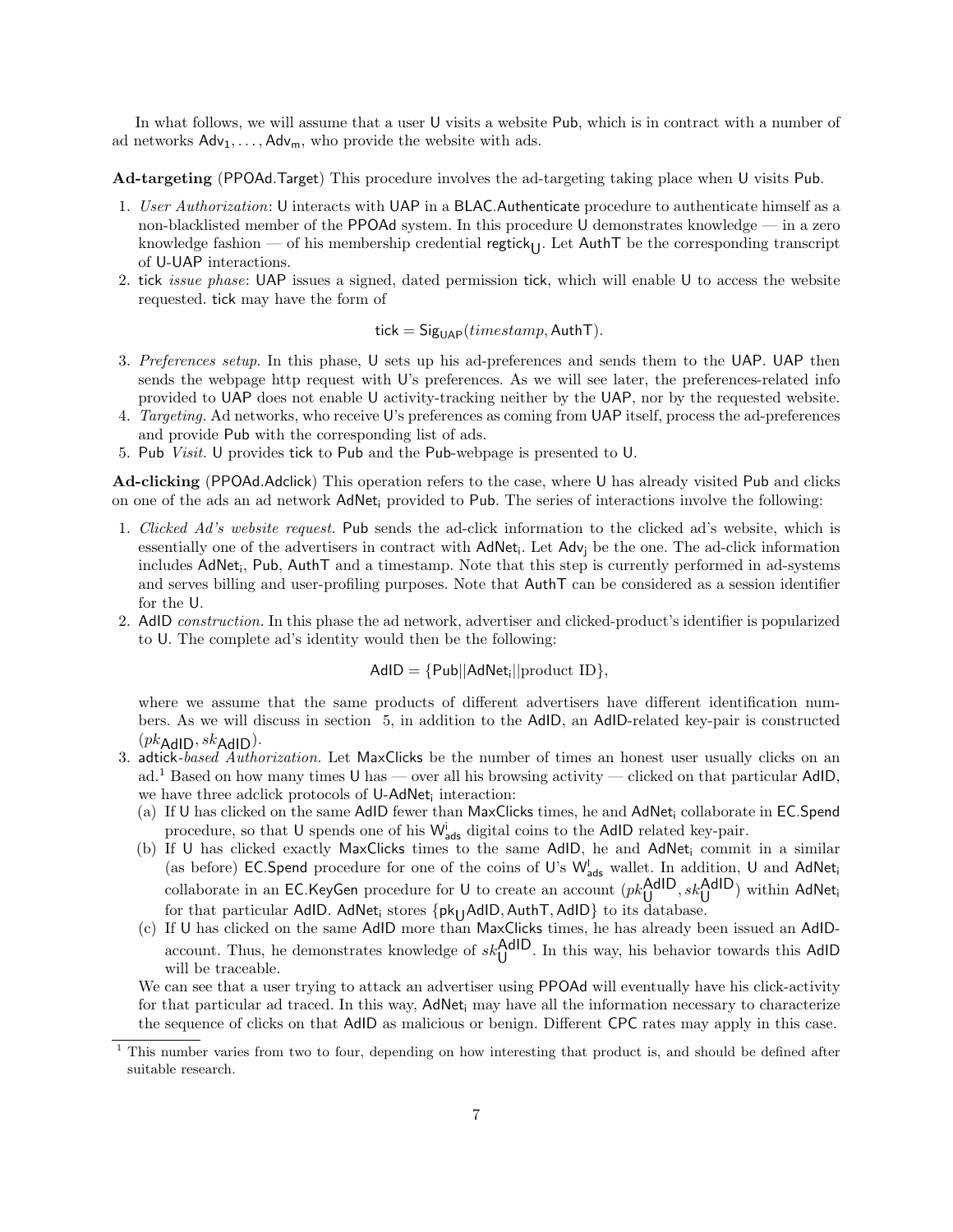In what follows, we will assume that a user U visits a website Pub, which is in contract with a number of ad networks $\mathsf{Adv_1}, \ldots, \mathsf{Adv_m}$, who provide the website with ads.

**Ad-targeting** (PPOAd.Target) This procedure involves the ad-targeting taking place when U visits Pub.

1. *User Authorization*: U interacts with UAP in a BLAC.Authenticate procedure to authenticate himself as a non-blacklisted member of the PPOAd system. In this procedure U demonstrates knowledge — in a zero knowledge fashion — of his membership credential $\mathsf{regtick_U}$. Let AuthT be the corresponding transcript of U-UAP interactions.
2. tick *issue phase*: UAP issues a signed, dated permission tick, which will enable U to access the website requested. tick may have the form of

$$\mathsf{tick} = \mathsf{Sig_{UAP}}(timestamp, \mathsf{AuthT}).$$

3. *Preferences setup*. In this phase, U sets up his ad-preferences and sends them to the UAP. UAP then sends the webpage http request with U's preferences. As we will see later, the preferences-related info provided to UAP does not enable U activity-tracking neither by the UAP, nor by the requested website.
4. *Targeting.* Ad networks, who receive U's preferences as coming from UAP itself, process the ad-preferences and provide Pub with the corresponding list of ads.
5. Pub *Visit.* U provides tick to Pub and the Pub-webpage is presented to U.

**Ad-clicking** (PPOAd.Adclick) This operation refers to the case, where U has already visited Pub and clicks on one of the ads an ad network $\mathsf{AdNet_i}$ provided to Pub. The series of interactions involve the following:

1. *Clicked Ad's website request.* Pub sends the ad-click information to the clicked ad's website, which is essentially one of the advertisers in contract with $\mathsf{AdNet_i}$. Let $\mathsf{Adv_j}$ be the one. The ad-click information includes $\mathsf{AdNet_i}$, Pub, AuthT and a timestamp. Note that this step is currently performed in ad-systems and serves billing and user-profiling purposes. Note that AuthT can be considered as a session identifier for the U.
2. AdID *construction.* In this phase the ad network, advertiser and clicked-product's identifier is popularized to U. The complete ad's identity would then be the following:

$$\mathsf{AdID} = \{\mathsf{Pub}||\mathsf{AdNet_i}||\text{product ID}\},$$

   where we assume that the same products of different advertisers have different identification numbers. As we will discuss in section 5, in addition to the AdID, an AdID-related key-pair is constructed $(pk_{\mathsf{AdID}}, sk_{\mathsf{AdID}})$.
3. adtick*-based Authorization.* Let MaxClicks be the number of times an honest user usually clicks on an ad.[1] Based on how many times U has — over all his browsing activity — clicked on that particular AdID, we have three adclick protocols of U-$\mathsf{AdNet_i}$ interaction:
   (a) If U has clicked on the same AdID fewer than MaxClicks times, he and $\mathsf{AdNet_i}$ collaborate in EC.Spend procedure, so that U spends one of his $\mathsf{W^i_{ads}}$ digital coins to the AdID related key-pair.
   (b) If U has clicked exactly MaxClicks times to the same AdID, he and $\mathsf{AdNet_i}$ commit in a similar (as before) EC.Spend procedure for one of the coins of U's $\mathsf{W^I_{ads}}$ wallet. In addition, U and $\mathsf{AdNet_i}$ collaborate in an EC.KeyGen procedure for U to create an account $(pk_{\mathsf{U}}^{\mathsf{AdID}}, sk_{\mathsf{U}}^{\mathsf{AdID}})$ within $\mathsf{AdNet_i}$ for that particular AdID. $\mathsf{AdNet_i}$ stores $\{\mathsf{pk_U AdID}, \mathsf{AuthT}, \mathsf{AdID}\}$ to its database.
   (c) If U has clicked on the same AdID more than MaxClicks times, he has already been issued an AdID-account. Thus, he demonstrates knowledge of $sk_{\mathsf{U}}^{\mathsf{AdID}}$. In this way, his behavior towards this AdID will be traceable.

   We can see that a user trying to attack an advertiser using PPOAd will eventually have his click-activity for that particular ad traced. In this way, $\mathsf{AdNet_i}$ may have all the information necessary to characterize the sequence of clicks on that AdID as malicious or benign. Different CPC rates may apply in this case.

[1] This number varies from two to four, depending on how interesting that product is, and should be defined after suitable research.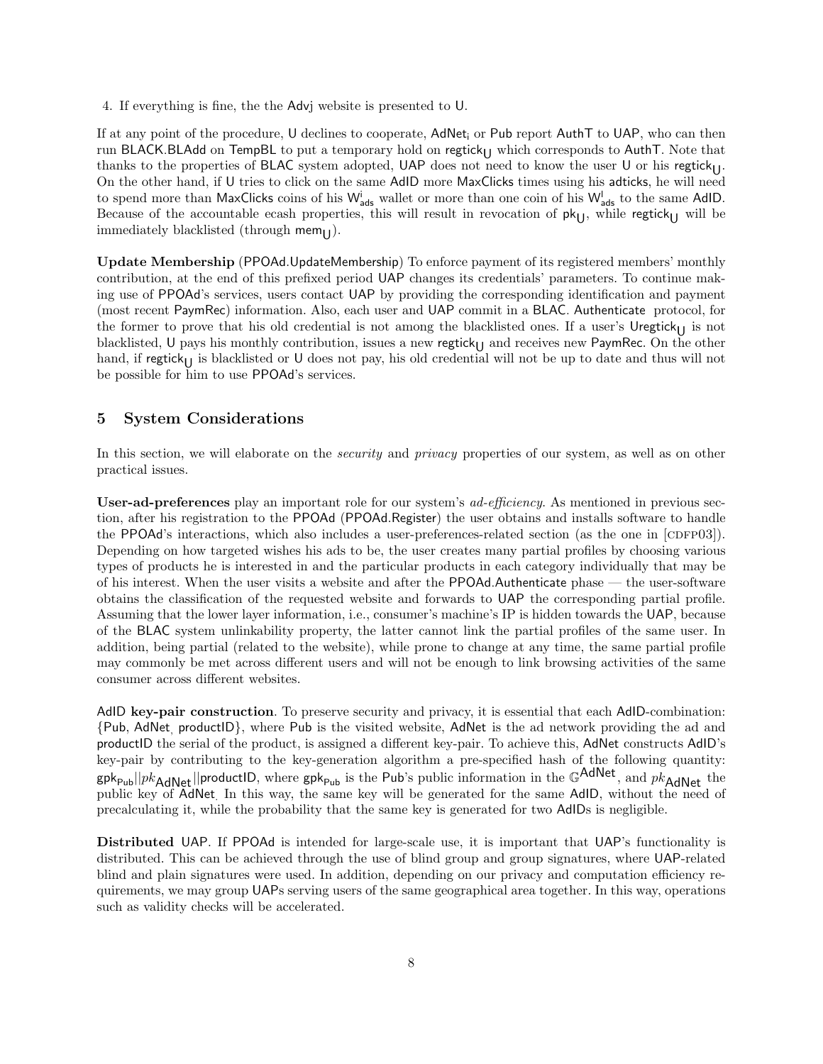4. If everything is fine, the the Advj website is presented to U.

If at any point of the procedure, U declines to cooperate, $\mathsf{AdNet_i}$ or Pub report AuthT to UAP, who can then run BLACK.BLAdd on TempBL to put a temporary hold on $\mathsf{regtick_U}$ which corresponds to AuthT. Note that thanks to the properties of BLAC system adopted, UAP does not need to know the user U or his $\mathsf{regtick_U}$. On the other hand, if U tries to click on the same AdID more MaxClicks times using his adticks, he will need to spend more than MaxClicks coins of his $\mathsf{W^i_{ads}}$ wallet or more than one coin of his $\mathsf{W^l_{ads}}$ to the same AdID. Because of the accountable ecash properties, this will result in revocation of $\mathsf{pk_U}$, while $\mathsf{regtick_U}$ will be immediately blacklisted (through $\mathsf{mem_U}$).

**Update Membership** (PPOAd.UpdateMembership) To enforce payment of its registered members' monthly contribution, at the end of this prefixed period UAP changes its credentials' parameters. To continue making use of PPOAd's services, users contact UAP by providing the corresponding identification and payment (most recent PaymRec) information. Also, each user and UAP commit in a BLAC. Authenticate protocol, for the former to prove that his old credential is not among the blacklisted ones. If a user's $\mathsf{Uregtick_U}$ is not blacklisted, U pays his monthly contribution, issues a new $\mathsf{regtick_U}$ and receives new PaymRec. On the other hand, if $\mathsf{regtick_U}$ is blacklisted or U does not pay, his old credential will not be up to date and thus will not be possible for him to use PPOAd's services.

## 5 System Considerations

In this section, we will elaborate on the *security* and *privacy* properties of our system, as well as on other practical issues.

**User-ad-preferences** play an important role for our system's *ad-efficiency*. As mentioned in previous section, after his registration to the PPOAd (PPOAd.Register) the user obtains and installs software to handle the PPOAd's interactions, which also includes a user-preferences-related section (as the one in [CDFP03]). Depending on how targeted wishes his ads to be, the user creates many partial profiles by choosing various types of products he is interested in and the particular products in each category individually that may be of his interest. When the user visits a website and after the PPOAd.Authenticate phase — the user-software obtains the classification of the requested website and forwards to UAP the corresponding partial profile. Assuming that the lower layer information, i.e., consumer's machine's IP is hidden towards the UAP, because of the BLAC system unlinkability property, the latter cannot link the partial profiles of the same user. In addition, being partial (related to the website), while prone to change at any time, the same partial profile may commonly be met across different users and will not be enough to link browsing activities of the same consumer across different websites.

AdID **key-pair construction**. To preserve security and privacy, it is essential that each AdID-combination: {Pub, AdNet, productID}, where Pub is the visited website, AdNet is the ad network providing the ad and productID the serial of the product, is assigned a different key-pair. To achieve this, AdNet constructs AdID's key-pair by contributing to the key-generation algorithm a pre-specified hash of the following quantity: $\mathsf{gpk_{Pub}}||pk_{\mathsf{AdNet}}||\mathsf{productID}$, where $\mathsf{gpk_{Pub}}$ is the Pub's public information in the $\mathbb{G}^{\mathsf{AdNet}}$, and $pk_{\mathsf{AdNet}}$ the public key of AdNet. In this way, the same key will be generated for the same AdID, without the need of precalculating it, while the probability that the same key is generated for two AdIDs is negligible.

**Distributed** UAP. If PPOAd is intended for large-scale use, it is important that UAP's functionality is distributed. This can be achieved through the use of blind group and group signatures, where UAP-related blind and plain signatures were used. In addition, depending on our privacy and computation efficiency requirements, we may group UAPs serving users of the same geographical area together. In this way, operations such as validity checks will be accelerated.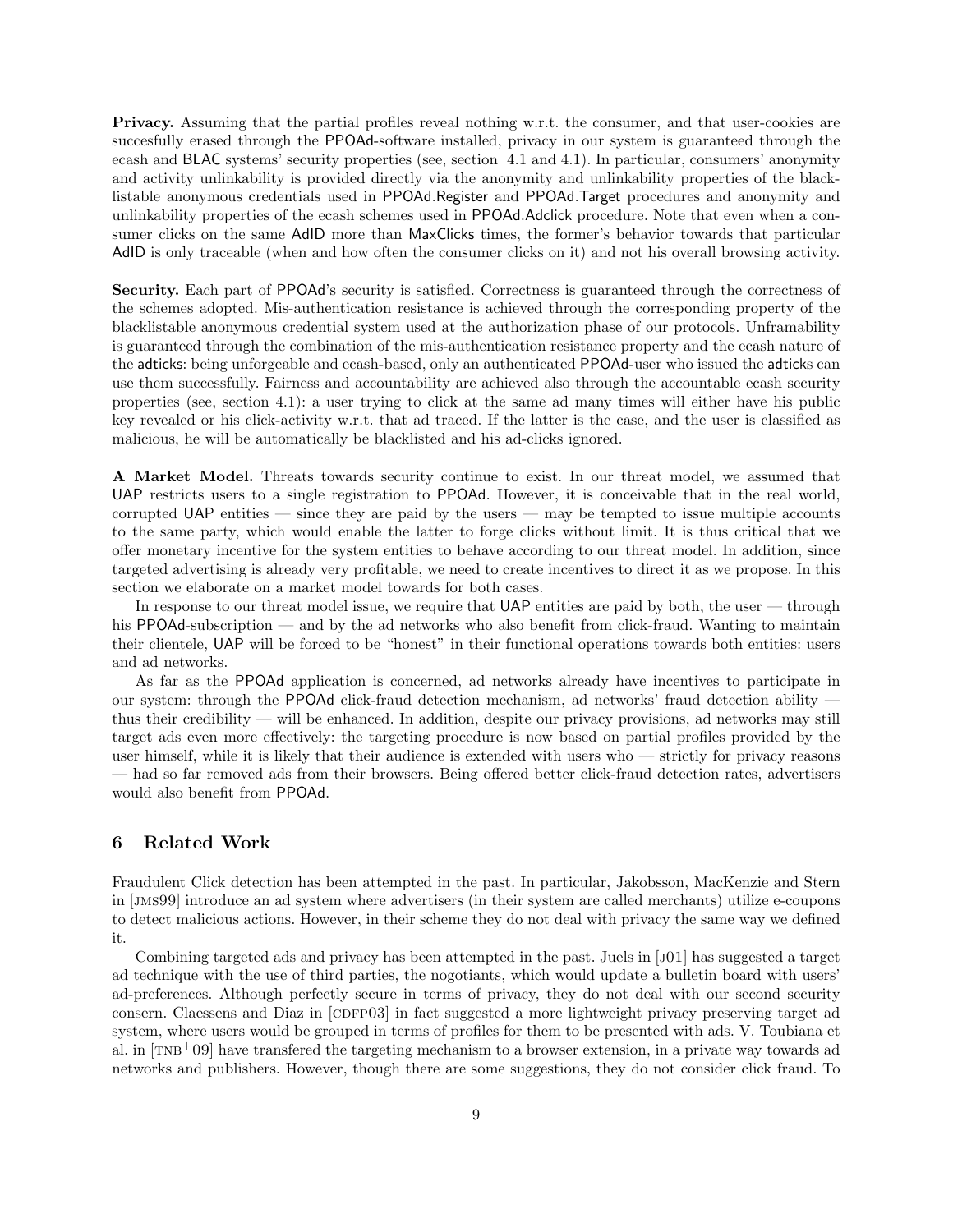**Privacy.** Assuming that the partial profiles reveal nothing w.r.t. the consumer, and that user-cookies are succesfully erased through the PPOAd-software installed, privacy in our system is guaranteed through the ecash and BLAC systems' security properties (see, section 4.1 and 4.1). In particular, consumers' anonymity and activity unlinkability is provided directly via the anonymity and unlinkability properties of the blacklistable anonymous credentials used in PPOAd.Register and PPOAd.Target procedures and anonymity and unlinkability properties of the ecash schemes used in PPOAd.Adclick procedure. Note that even when a consumer clicks on the same AdID more than MaxClicks times, the former's behavior towards that particular AdID is only traceable (when and how often the consumer clicks on it) and not his overall browsing activity.

**Security.** Each part of PPOAd's security is satisfied. Correctness is guaranteed through the correctness of the schemes adopted. Mis-authentication resistance is achieved through the corresponding property of the blacklistable anonymous credential system used at the authorization phase of our protocols. Unframability is guaranteed through the combination of the mis-authentication resistance property and the ecash nature of the adticks: being unforgeable and ecash-based, only an authenticated PPOAd-user who issued the adticks can use them successfully. Fairness and accountability are achieved also through the accountable ecash security properties (see, section 4.1): a user trying to click at the same ad many times will either have his public key revealed or his click-activity w.r.t. that ad traced. If the latter is the case, and the user is classified as malicious, he will be automatically be blacklisted and his ad-clicks ignored.

**A Market Model.** Threats towards security continue to exist. In our threat model, we assumed that UAP restricts users to a single registration to PPOAd. However, it is conceivable that in the real world, corrupted UAP entities — since they are paid by the users — may be tempted to issue multiple accounts to the same party, which would enable the latter to forge clicks without limit. It is thus critical that we offer monetary incentive for the system entities to behave according to our threat model. In addition, since targeted advertising is already very profitable, we need to create incentives to direct it as we propose. In this section we elaborate on a market model towards for both cases.

In response to our threat model issue, we require that UAP entities are paid by both, the user — through his PPOAd-subscription — and by the ad networks who also benefit from click-fraud. Wanting to maintain their clientele, UAP will be forced to be "honest" in their functional operations towards both entities: users and ad networks.

As far as the PPOAd application is concerned, ad networks already have incentives to participate in our system: through the PPOAd click-fraud detection mechanism, ad networks' fraud detection ability — thus their credibility — will be enhanced. In addition, despite our privacy provisions, ad networks may still target ads even more effectively: the targeting procedure is now based on partial profiles provided by the user himself, while it is likely that their audience is extended with users who — strictly for privacy reasons — had so far removed ads from their browsers. Being offered better click-fraud detection rates, advertisers would also benefit from PPOAd.

## 6 Related Work

Fraudulent Click detection has been attempted in the past. In particular, Jakobsson, MacKenzie and Stern in [JMS99] introduce an ad system where advertisers (in their system are called merchants) utilize e-coupons to detect malicious actions. However, in their scheme they do not deal with privacy the same way we defined it.

Combining targeted ads and privacy has been attempted in the past. Juels in [J01] has suggested a target ad technique with the use of third parties, the nogotiants, which would update a bulletin board with users' ad-preferences. Although perfectly secure in terms of privacy, they do not deal with our second security consern. Claessens and Diaz in [CDFP03] in fact suggested a more lightweight privacy preserving target ad system, where users would be grouped in terms of profiles for them to be presented with ads. V. Toubiana et al. in [TNB+09] have transfered the targeting mechanism to a browser extension, in a private way towards ad networks and publishers. However, though there are some suggestions, they do not consider click fraud. To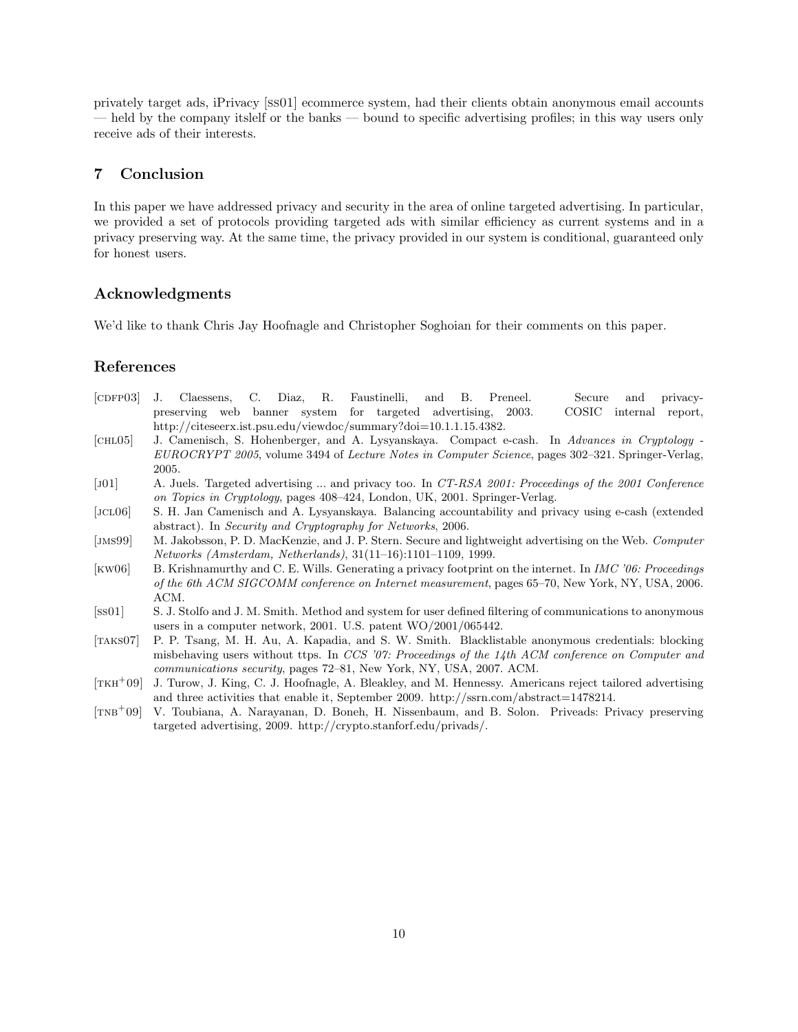privately target ads, iPrivacy [SS01] ecommerce system, had their clients obtain anonymous email accounts — held by the company itslelf or the banks — bound to specific advertising profiles; in this way users only receive ads of their interests.

## 7 Conclusion

In this paper we have addressed privacy and security in the area of online targeted advertising. In particular, we provided a set of protocols providing targeted ads with similar efficiency as current systems and in a privacy preserving way. At the same time, the privacy provided in our system is conditional, guaranteed only for honest users.

## Acknowledgments

We'd like to thank Chris Jay Hoofnagle and Christopher Soghoian for their comments on this paper.

## References

[CDFP03] J. Claessens, C. Diaz, R. Faustinelli, and B. Preneel. Secure and privacy-preserving web banner system for targeted advertising, 2003. COSIC internal report, http://citeseerx.ist.psu.edu/viewdoc/summary?doi=10.1.1.15.4382.

[CHL05] J. Camenisch, S. Hohenberger, and A. Lysyanskaya. Compact e-cash. In *Advances in Cryptology - EUROCRYPT 2005*, volume 3494 of *Lecture Notes in Computer Science*, pages 302–321. Springer-Verlag, 2005.

[J01] A. Juels. Targeted advertising ... and privacy too. In *CT-RSA 2001: Proceedings of the 2001 Conference on Topics in Cryptology*, pages 408–424, London, UK, 2001. Springer-Verlag.

[JCL06] S. H. Jan Camenisch and A. Lysyanskaya. Balancing accountability and privacy using e-cash (extended abstract). In *Security and Cryptography for Networks*, 2006.

[JMS99] M. Jakobsson, P. D. MacKenzie, and J. P. Stern. Secure and lightweight advertising on the Web. *Computer Networks (Amsterdam, Netherlands)*, 31(11–16):1101–1109, 1999.

[KW06] B. Krishnamurthy and C. E. Wills. Generating a privacy footprint on the internet. In *IMC '06: Proceedings of the 6th ACM SIGCOMM conference on Internet measurement*, pages 65–70, New York, NY, USA, 2006. ACM.

[SS01] S. J. Stolfo and J. M. Smith. Method and system for user defined filtering of communications to anonymous users in a computer network, 2001. U.S. patent WO/2001/065442.

[TAKS07] P. P. Tsang, M. H. Au, A. Kapadia, and S. W. Smith. Blacklistable anonymous credentials: blocking misbehaving users without ttps. In *CCS '07: Proceedings of the 14th ACM conference on Computer and communications security*, pages 72–81, New York, NY, USA, 2007. ACM.

[TKH+09] J. Turow, J. King, C. J. Hoofnagle, A. Bleakley, and M. Hennessy. Americans reject tailored advertising and three activities that enable it, September 2009. http://ssrn.com/abstract=1478214.

[TNB+09] V. Toubiana, A. Narayanan, D. Boneh, H. Nissenbaum, and B. Solon. Priveads: Privacy preserving targeted advertising, 2009. http://crypto.stanforf.edu/privads/.